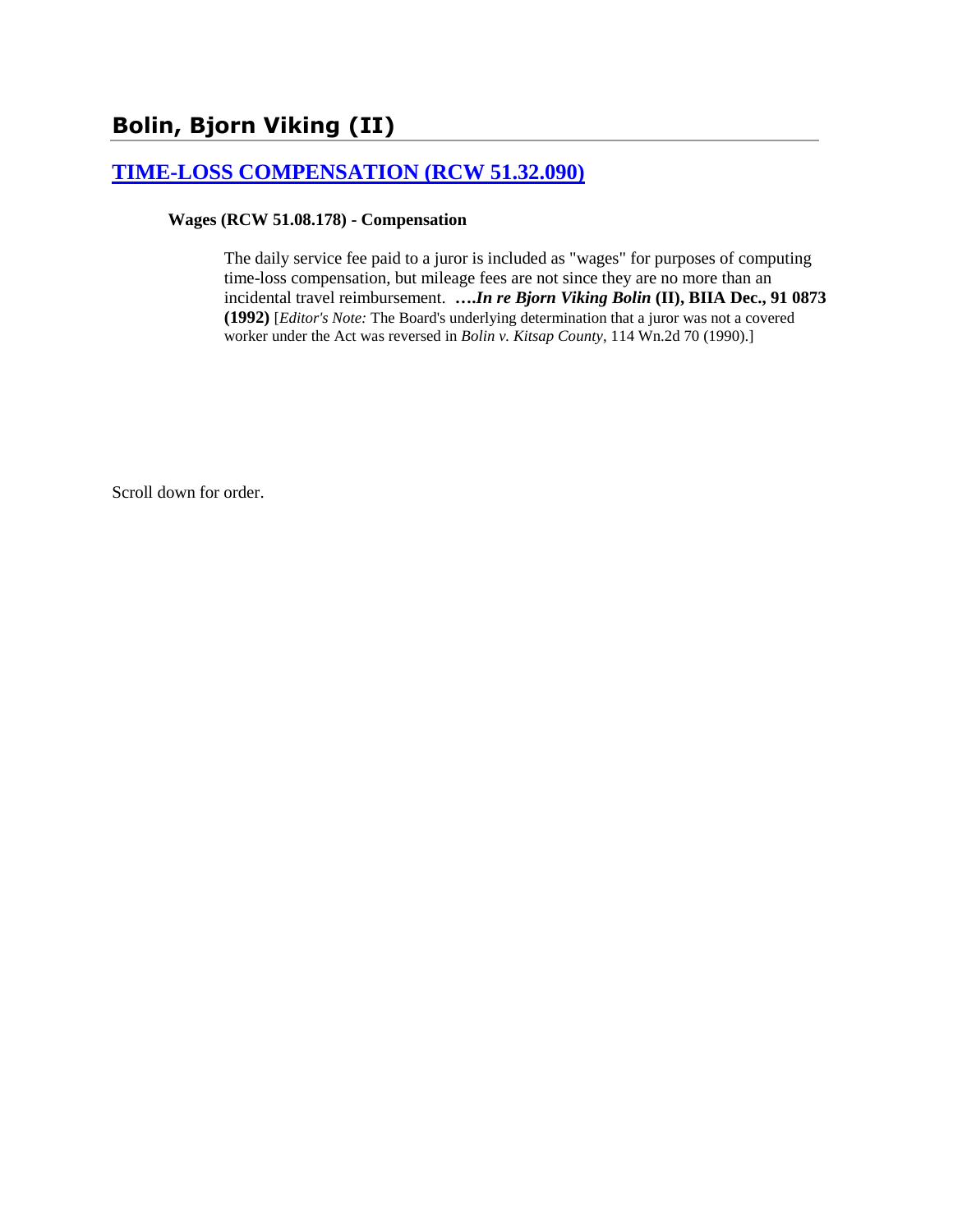# Bolin, Bjorn Viking (II)

## TIME-LOSS COMPENSATION (RCW 51.32.090)

**Wages (RCW 51.08.178) - Compensation**

The daily service fee paid to a juror is included as "wages" for purposes of computing time-loss compensation, but mileage fees are not since they are no more than an incidental travel reimbursement. ****….In re Bjorn Viking Bolin* (II), BIIA Dec., 91 0873 (1992)** [*Editor's Note:* The Board's underlying determination that a juror was not a covered worker under the Act was reversed in *Bolin v. Kitsap County*, 114 Wn.2d 70 (1990).]

Scroll down for order.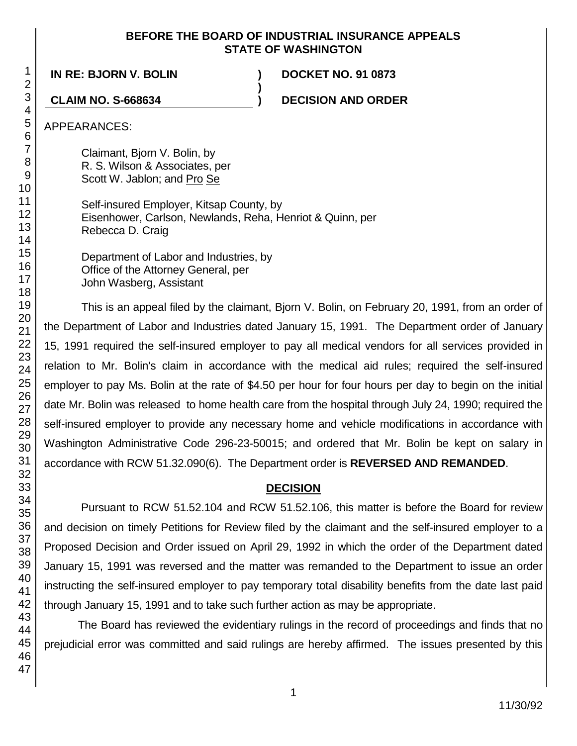**BEFORE THE BOARD OF INDUSTRIAL INSURANCE APPEALS**
**STATE OF WASHINGTON**

| | | |
|---|---|---|
| **IN RE: BJORN V. BOLIN** | **)** | **DOCKET NO. 91 0873** |
| | **)** | |
| **CLAIM NO. S-668634** | **)** | **DECISION AND ORDER** |

APPEARANCES:

Claimant, Bjorn V. Bolin, by
R. S. Wilson & Associates, per
Scott W. Jablon; and Pro Se

Self-insured Employer, Kitsap County, by
Eisenhower, Carlson, Newlands, Reha, Henriot & Quinn, per
Rebecca D. Craig

Department of Labor and Industries, by
Office of the Attorney General, per
John Wasberg, Assistant

This is an appeal filed by the claimant, Bjorn V. Bolin, on February 20, 1991, from an order of the Department of Labor and Industries dated January 15, 1991. The Department order of January 15, 1991 required the self-insured employer to pay all medical vendors for all services provided in relation to Mr. Bolin's claim in accordance with the medical aid rules; required the self-insured employer to pay Ms. Bolin at the rate of $4.50 per hour for four hours per day to begin on the initial date Mr. Bolin was released to home health care from the hospital through July 24, 1990; required the self-insured employer to provide any necessary home and vehicle modifications in accordance with Washington Administrative Code 296-23-50015; and ordered that Mr. Bolin be kept on salary in accordance with RCW 51.32.090(6). The Department order is **REVERSED AND REMANDED**.

## DECISION

Pursuant to RCW 51.52.104 and RCW 51.52.106, this matter is before the Board for review and decision on timely Petitions for Review filed by the claimant and the self-insured employer to a Proposed Decision and Order issued on April 29, 1992 in which the order of the Department dated January 15, 1991 was reversed and the matter was remanded to the Department to issue an order instructing the self-insured employer to pay temporary total disability benefits from the date last paid through January 15, 1991 and to take such further action as may be appropriate.

The Board has reviewed the evidentiary rulings in the record of proceedings and finds that no prejudicial error was committed and said rulings are hereby affirmed. The issues presented by this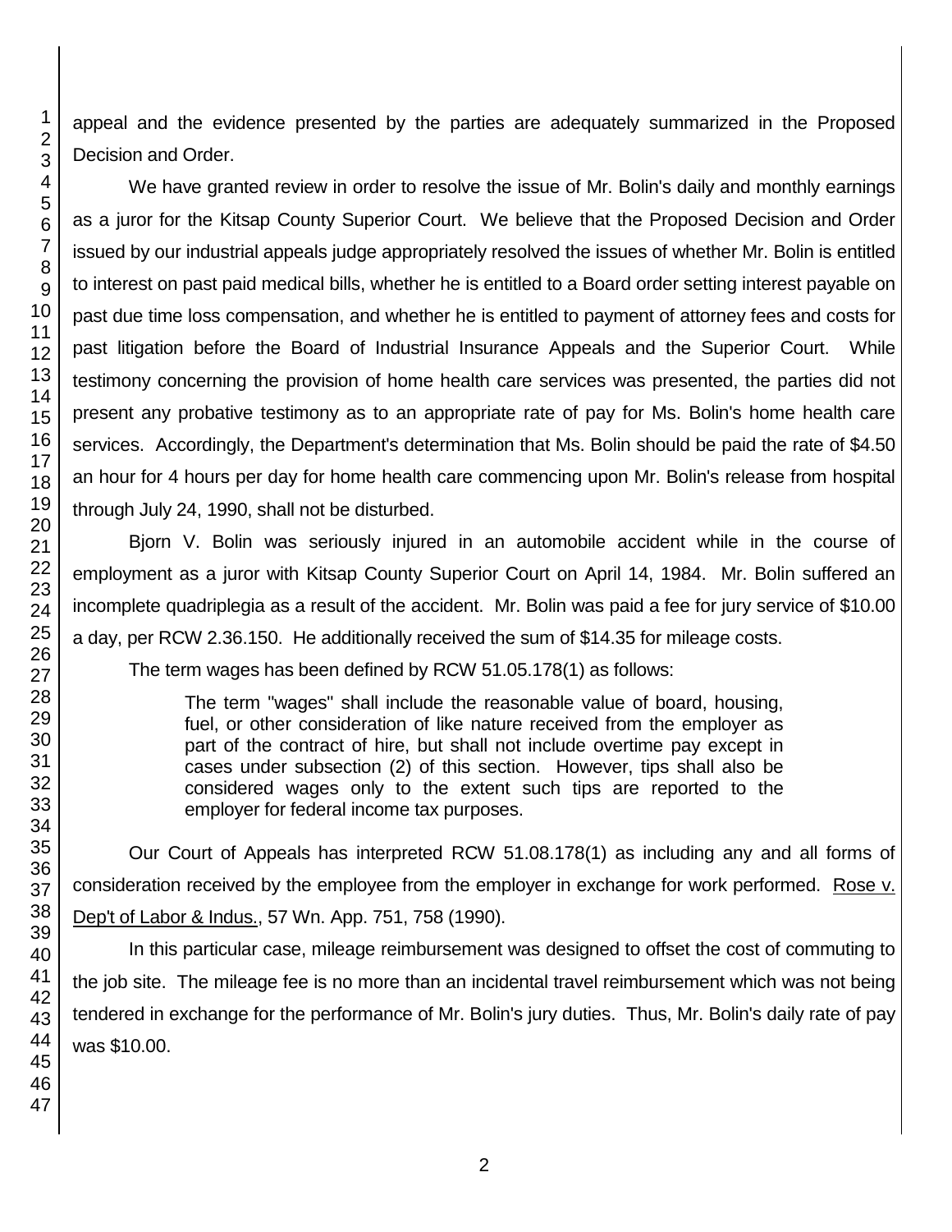appeal and the evidence presented by the parties are adequately summarized in the Proposed Decision and Order.

We have granted review in order to resolve the issue of Mr. Bolin's daily and monthly earnings as a juror for the Kitsap County Superior Court. We believe that the Proposed Decision and Order issued by our industrial appeals judge appropriately resolved the issues of whether Mr. Bolin is entitled to interest on past paid medical bills, whether he is entitled to a Board order setting interest payable on past due time loss compensation, and whether he is entitled to payment of attorney fees and costs for past litigation before the Board of Industrial Insurance Appeals and the Superior Court. While testimony concerning the provision of home health care services was presented, the parties did not present any probative testimony as to an appropriate rate of pay for Ms. Bolin's home health care services. Accordingly, the Department's determination that Ms. Bolin should be paid the rate of $4.50 an hour for 4 hours per day for home health care commencing upon Mr. Bolin's release from hospital through July 24, 1990, shall not be disturbed.

Bjorn V. Bolin was seriously injured in an automobile accident while in the course of employment as a juror with Kitsap County Superior Court on April 14, 1984. Mr. Bolin suffered an incomplete quadriplegia as a result of the accident. Mr. Bolin was paid a fee for jury service of $10.00 a day, per RCW 2.36.150. He additionally received the sum of $14.35 for mileage costs.

The term wages has been defined by RCW 51.05.178(1) as follows:

> The term "wages" shall include the reasonable value of board, housing, fuel, or other consideration of like nature received from the employer as part of the contract of hire, but shall not include overtime pay except in cases under subsection (2) of this section. However, tips shall also be considered wages only to the extent such tips are reported to the employer for federal income tax purposes.

Our Court of Appeals has interpreted RCW 51.08.178(1) as including any and all forms of consideration received by the employee from the employer in exchange for work performed. Rose v. Dep't of Labor & Indus., 57 Wn. App. 751, 758 (1990).

In this particular case, mileage reimbursement was designed to offset the cost of commuting to the job site. The mileage fee is no more than an incidental travel reimbursement which was not being tendered in exchange for the performance of Mr. Bolin's jury duties. Thus, Mr. Bolin's daily rate of pay was $10.00.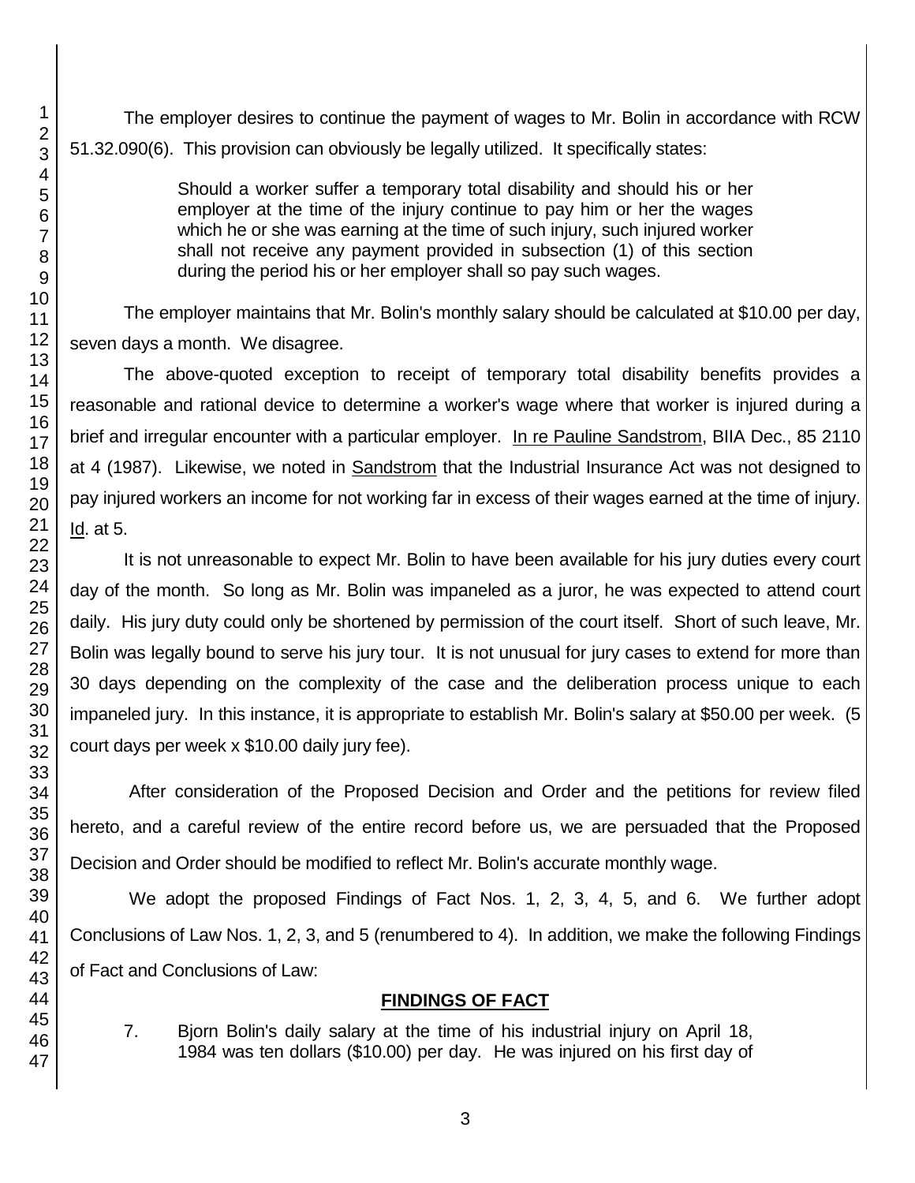The employer desires to continue the payment of wages to Mr. Bolin in accordance with RCW 51.32.090(6). This provision can obviously be legally utilized. It specifically states:

> Should a worker suffer a temporary total disability and should his or her employer at the time of the injury continue to pay him or her the wages which he or she was earning at the time of such injury, such injured worker shall not receive any payment provided in subsection (1) of this section during the period his or her employer shall so pay such wages.

The employer maintains that Mr. Bolin's monthly salary should be calculated at $10.00 per day, seven days a month. We disagree.

The above-quoted exception to receipt of temporary total disability benefits provides a reasonable and rational device to determine a worker's wage where that worker is injured during a brief and irregular encounter with a particular employer. In re Pauline Sandstrom, BIIA Dec., 85 2110 at 4 (1987). Likewise, we noted in Sandstrom that the Industrial Insurance Act was not designed to pay injured workers an income for not working far in excess of their wages earned at the time of injury. Id. at 5.

It is not unreasonable to expect Mr. Bolin to have been available for his jury duties every court day of the month. So long as Mr. Bolin was impaneled as a juror, he was expected to attend court daily. His jury duty could only be shortened by permission of the court itself. Short of such leave, Mr. Bolin was legally bound to serve his jury tour. It is not unusual for jury cases to extend for more than 30 days depending on the complexity of the case and the deliberation process unique to each impaneled jury. In this instance, it is appropriate to establish Mr. Bolin's salary at $50.00 per week. (5 court days per week x $10.00 daily jury fee).

After consideration of the Proposed Decision and Order and the petitions for review filed hereto, and a careful review of the entire record before us, we are persuaded that the Proposed Decision and Order should be modified to reflect Mr. Bolin's accurate monthly wage.

We adopt the proposed Findings of Fact Nos. 1, 2, 3, 4, 5, and 6. We further adopt Conclusions of Law Nos. 1, 2, 3, and 5 (renumbered to 4). In addition, we make the following Findings of Fact and Conclusions of Law:

## FINDINGS OF FACT

7. Bjorn Bolin's daily salary at the time of his industrial injury on April 18, 1984 was ten dollars ($10.00) per day. He was injured on his first day of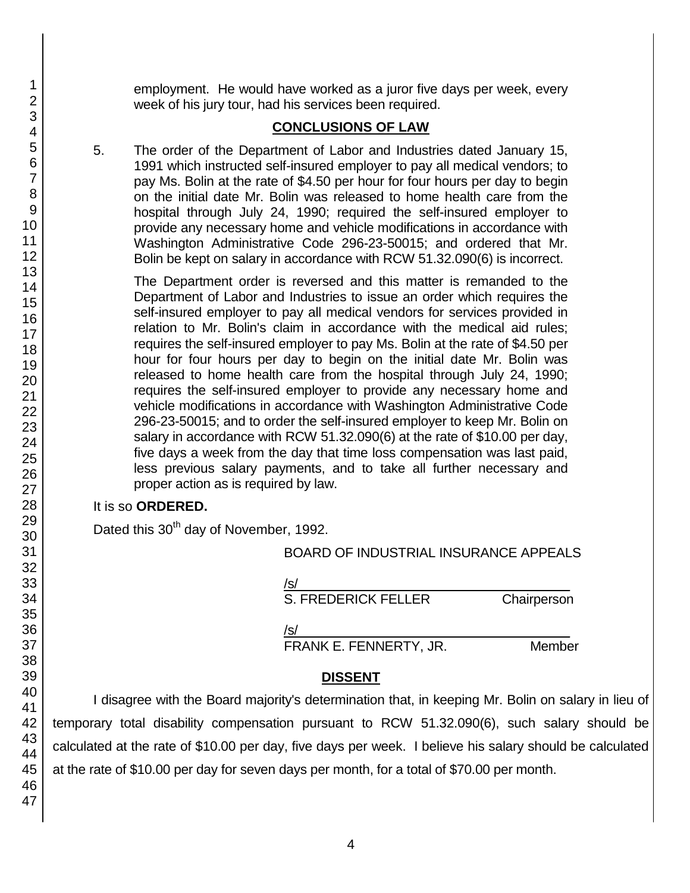employment. He would have worked as a juror five days per week, every week of his jury tour, had his services been required.

## CONCLUSIONS OF LAW

5. The order of the Department of Labor and Industries dated January 15, 1991 which instructed self-insured employer to pay all medical vendors; to pay Ms. Bolin at the rate of $4.50 per hour for four hours per day to begin on the initial date Mr. Bolin was released to home health care from the hospital through July 24, 1990; required the self-insured employer to provide any necessary home and vehicle modifications in accordance with Washington Administrative Code 296-23-50015; and ordered that Mr. Bolin be kept on salary in accordance with RCW 51.32.090(6) is incorrect.

   The Department order is reversed and this matter is remanded to the Department of Labor and Industries to issue an order which requires the self-insured employer to pay all medical vendors for services provided in relation to Mr. Bolin's claim in accordance with the medical aid rules; requires the self-insured employer to pay Ms. Bolin at the rate of $4.50 per hour for four hours per day to begin on the initial date Mr. Bolin was released to home health care from the hospital through July 24, 1990; requires the self-insured employer to provide any necessary home and vehicle modifications in accordance with Washington Administrative Code 296-23-50015; and to order the self-insured employer to keep Mr. Bolin on salary in accordance with RCW 51.32.090(6) at the rate of $10.00 per day, five days a week from the day that time loss compensation was last paid, less previous salary payments, and to take all further necessary and proper action as is required by law.

It is so **ORDERED.**

Dated this 30th day of November, 1992.

BOARD OF INDUSTRIAL INSURANCE APPEALS

/s/
S. FREDERICK FELLER Chairperson

/s/
FRANK E. FENNERTY, JR. Member

## DISSENT

I disagree with the Board majority's determination that, in keeping Mr. Bolin on salary in lieu of temporary total disability compensation pursuant to RCW 51.32.090(6), such salary should be calculated at the rate of $10.00 per day, five days per week. I believe his salary should be calculated at the rate of $10.00 per day for seven days per month, for a total of $70.00 per month.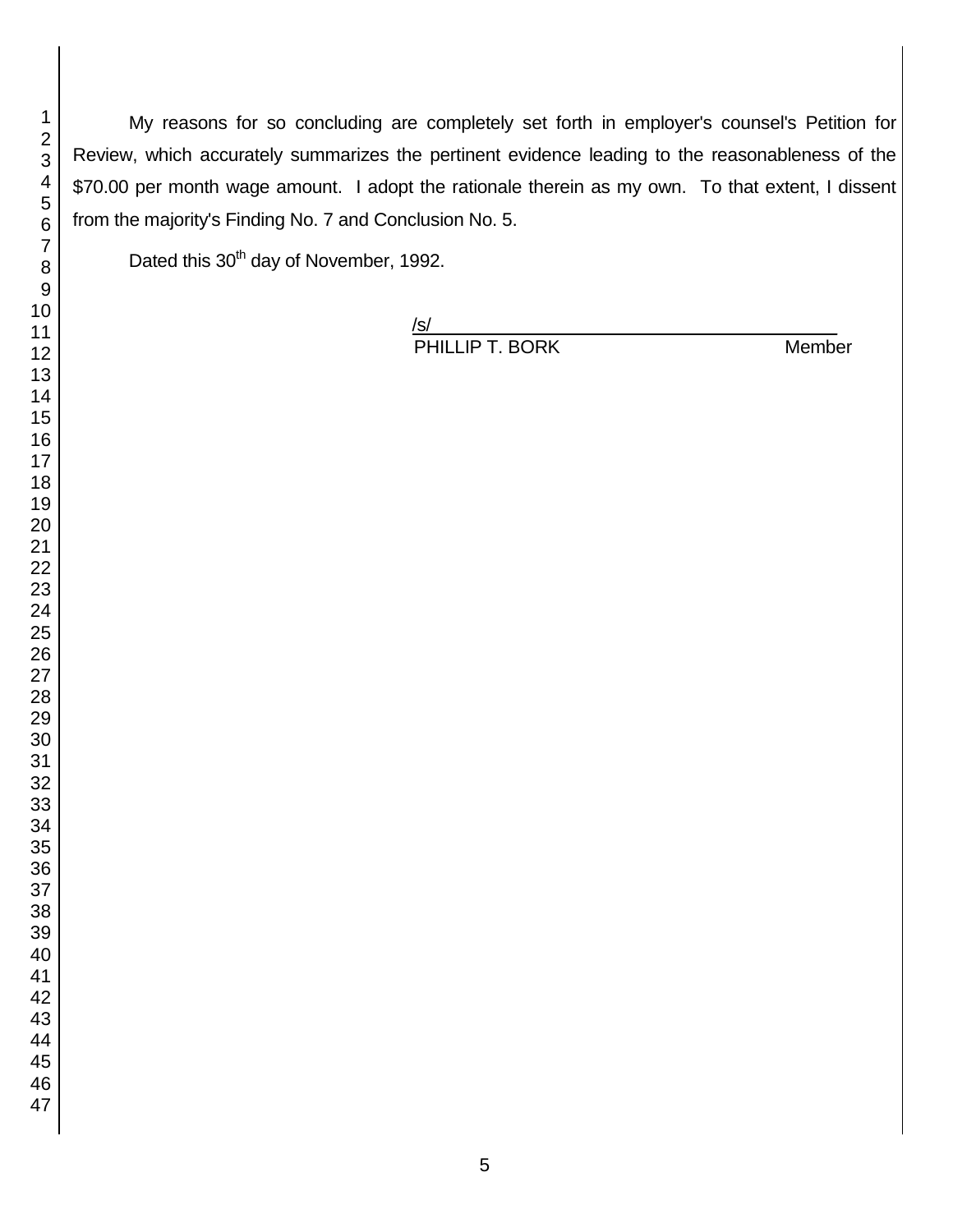My reasons for so concluding are completely set forth in employer's counsel's Petition for Review, which accurately summarizes the pertinent evidence leading to the reasonableness of the $70.00 per month wage amount. I adopt the rationale therein as my own. To that extent, I dissent from the majority's Finding No. 7 and Conclusion No. 5.

Dated this 30th day of November, 1992.

/s/
PHILLIP T. BORK Member